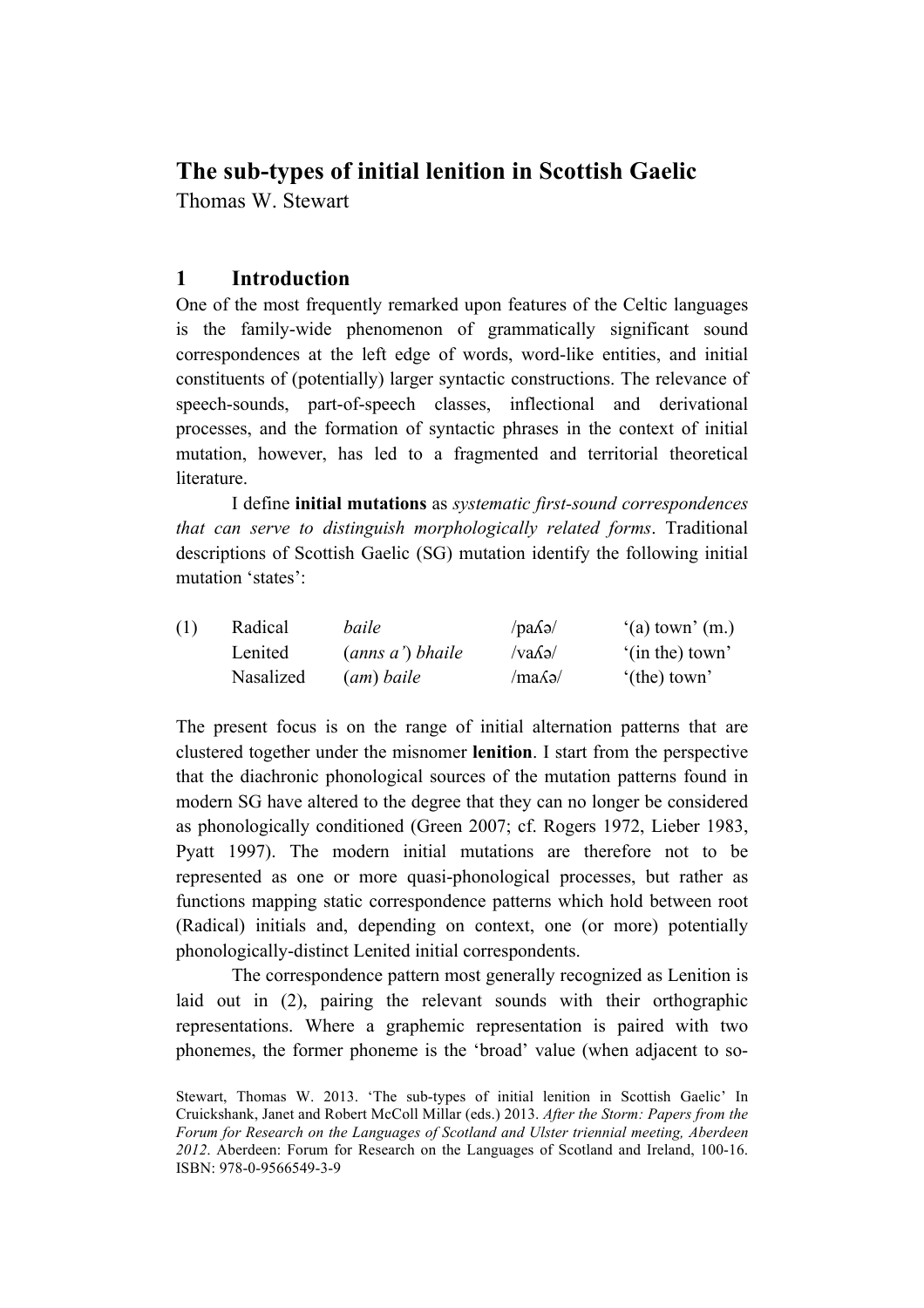# The sub-types of initial lenition in Scottish Gaelic

Thomas W. Stewart

## 1 Introduction

One of the most frequently remarked upon features of the Celtic languages is the family-wide phenomenon of grammatically significant sound correspondences at the left edge of words, word-like entities, and initial constituents of (potentially) larger syntactic constructions. The relevance of speech-sounds, part-of-speech classes, inflectional and derivational processes, and the formation of syntactic phrases in the context of initial mutation, however, has led to a fragmented and territorial theoretical literature.

I define **initial mutations** as *systematic first-sound correspondences that can serve to distinguish morphologically related forms*. Traditional descriptions of Scottish Gaelic (SG) mutation identify the following initial mutation 'states':

| (1) | Radical | *baile* | /paʎə/ | '(a) town' (m.) |
|---|---|---|---|---|
| | Lenited | (*anns a'*) *bhaile* | /vaʎə/ | '(in the) town' |
| | Nasalized | (*am*) *baile* | /maʎə/ | '(the) town' |

The present focus is on the range of initial alternation patterns that are clustered together under the misnomer **lenition**. I start from the perspective that the diachronic phonological sources of the mutation patterns found in modern SG have altered to the degree that they can no longer be considered as phonologically conditioned (Green 2007; cf. Rogers 1972, Lieber 1983, Pyatt 1997). The modern initial mutations are therefore not to be represented as one or more quasi-phonological processes, but rather as functions mapping static correspondence patterns which hold between root (Radical) initials and, depending on context, one (or more) potentially phonologically-distinct Lenited initial correspondents.

The correspondence pattern most generally recognized as Lenition is laid out in (2), pairing the relevant sounds with their orthographic representations. Where a graphemic representation is paired with two phonemes, the former phoneme is the 'broad' value (when adjacent to so-

Stewart, Thomas W. 2013. 'The sub-types of initial lenition in Scottish Gaelic' In Cruickshank, Janet and Robert McColl Millar (eds.) 2013. *After the Storm: Papers from the Forum for Research on the Languages of Scotland and Ulster triennial meeting, Aberdeen 2012*. Aberdeen: Forum for Research on the Languages of Scotland and Ireland, 100-16. ISBN: 978-0-9566549-3-9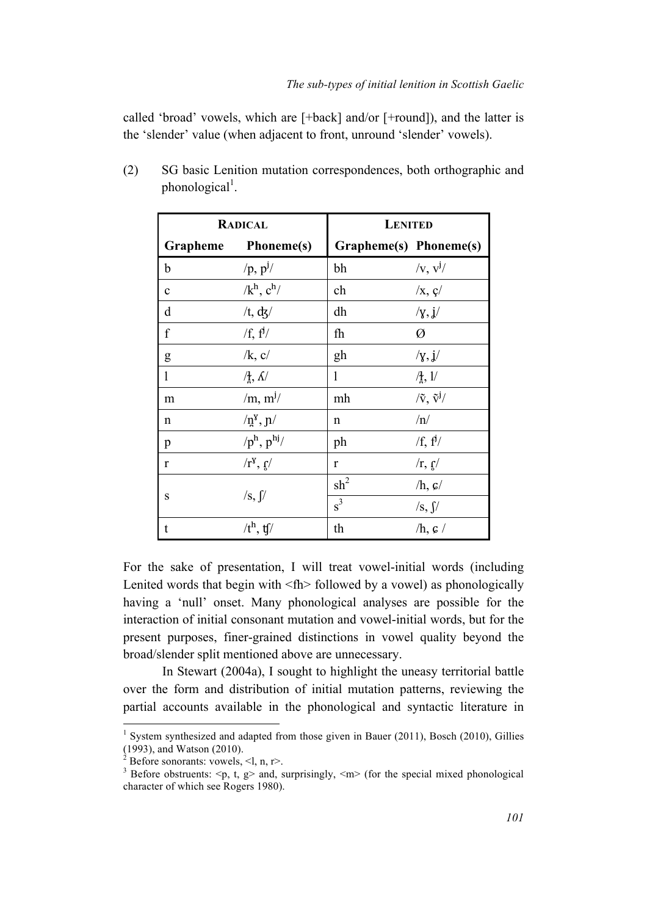called 'broad' vowels, which are [+back] and/or [+round]), and the latter is the 'slender' value (when adjacent to front, unround 'slender' vowels).

(2) SG basic Lenition mutation correspondences, both orthographic and phonological[1].

| RADICAL | | LENITED | |
|---|---|---|---|
| **Grapheme** | **Phoneme(s)** | **Grapheme(s)** | **Phoneme(s)** |
| b | /p, pʲ/ | bh | /v, vʲ/ |
| c | /kʰ, cʰ/ | ch | /x, ç/ |
| d | /t, ʤ/ | dh | /ɣ, ʝ/ |
| f | /f, fʲ/ | fh | Ø |
| g | /k, c/ | gh | /ɣ, ʝ/ |
| l | /ɫ̪, ʎ/ | l | /ɫ̪, l/ |
| m | /m, mʲ/ | mh | /ṽ, ṽʲ/ |
| n | /n̪ˠ, ɲ/ | n | /n/ |
| p | /pʰ, pʰʲ/ | ph | /f, fʲ/ |
| r | /rˠ, ɾ̥/ | r | /r, ɾ̥/ |
| s | /s, ʃ/ | sh[2] | /h, ɕ/ |
| | | s[3] | /s, ʃ/ |
| t | /tʰ, ʧ/ | th | /h, ɕ / |

For the sake of presentation, I will treat vowel-initial words (including Lenited words that begin with <fh> followed by a vowel) as phonologically having a 'null' onset. Many phonological analyses are possible for the interaction of initial consonant mutation and vowel-initial words, but for the present purposes, finer-grained distinctions in vowel quality beyond the broad/slender split mentioned above are unnecessary.

In Stewart (2004a), I sought to highlight the uneasy territorial battle over the form and distribution of initial mutation patterns, reviewing the partial accounts available in the phonological and syntactic literature in

[1] System synthesized and adapted from those given in Bauer (2011), Bosch (2010), Gillies (1993), and Watson (2010).

[2] Before sonorants: vowels, <l, n, r>.

[3] Before obstruents: <p, t, g> and, surprisingly, <m> (for the special mixed phonological character of which see Rogers 1980).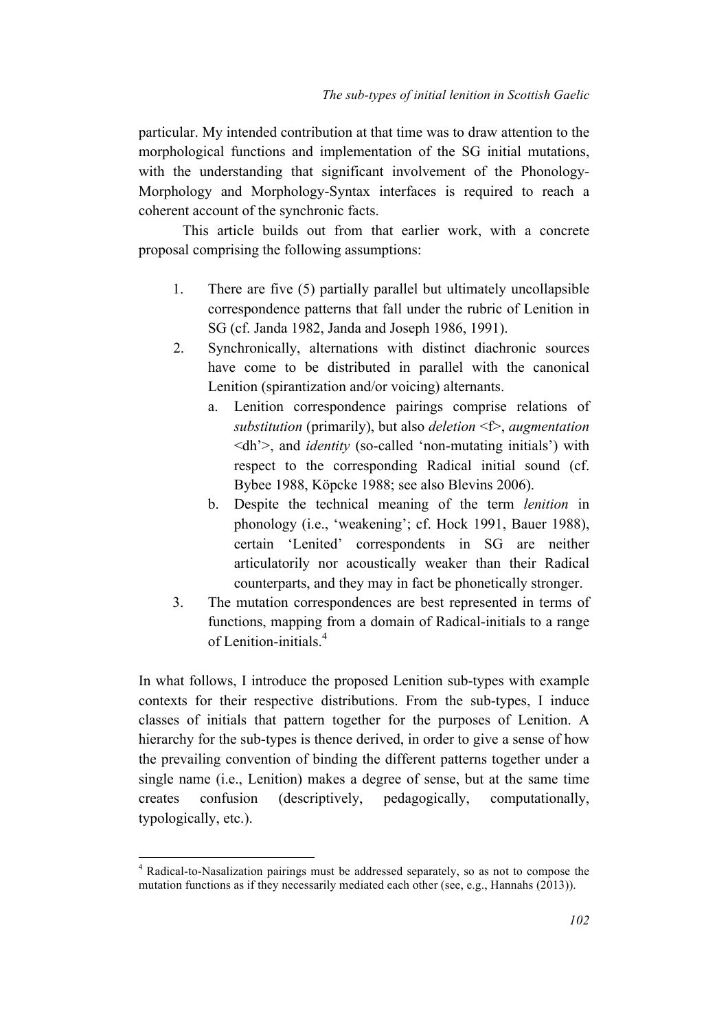particular. My intended contribution at that time was to draw attention to the morphological functions and implementation of the SG initial mutations, with the understanding that significant involvement of the Phonology-Morphology and Morphology-Syntax interfaces is required to reach a coherent account of the synchronic facts.

This article builds out from that earlier work, with a concrete proposal comprising the following assumptions:

1. There are five (5) partially parallel but ultimately uncollapsible correspondence patterns that fall under the rubric of Lenition in SG (cf. Janda 1982, Janda and Joseph 1986, 1991).
2. Synchronically, alternations with distinct diachronic sources have come to be distributed in parallel with the canonical Lenition (spirantization and/or voicing) alternants.
   a. Lenition correspondence pairings comprise relations of *substitution* (primarily), but also *deletion* <f>, *augmentation* <dh'>, and *identity* (so-called 'non-mutating initials') with respect to the corresponding Radical initial sound (cf. Bybee 1988, Köpcke 1988; see also Blevins 2006).
   b. Despite the technical meaning of the term *lenition* in phonology (i.e., 'weakening'; cf. Hock 1991, Bauer 1988), certain 'Lenited' correspondents in SG are neither articulatorily nor acoustically weaker than their Radical counterparts, and they may in fact be phonetically stronger.
3. The mutation correspondences are best represented in terms of functions, mapping from a domain of Radical-initials to a range of Lenition-initials.[4]

In what follows, I introduce the proposed Lenition sub-types with example contexts for their respective distributions. From the sub-types, I induce classes of initials that pattern together for the purposes of Lenition. A hierarchy for the sub-types is thence derived, in order to give a sense of how the prevailing convention of binding the different patterns together under a single name (i.e., Lenition) makes a degree of sense, but at the same time creates confusion (descriptively, pedagogically, computationally, typologically, etc.).

---

[4] Radical-to-Nasalization pairings must be addressed separately, so as not to compose the mutation functions as if they necessarily mediated each other (see, e.g., Hannahs (2013)).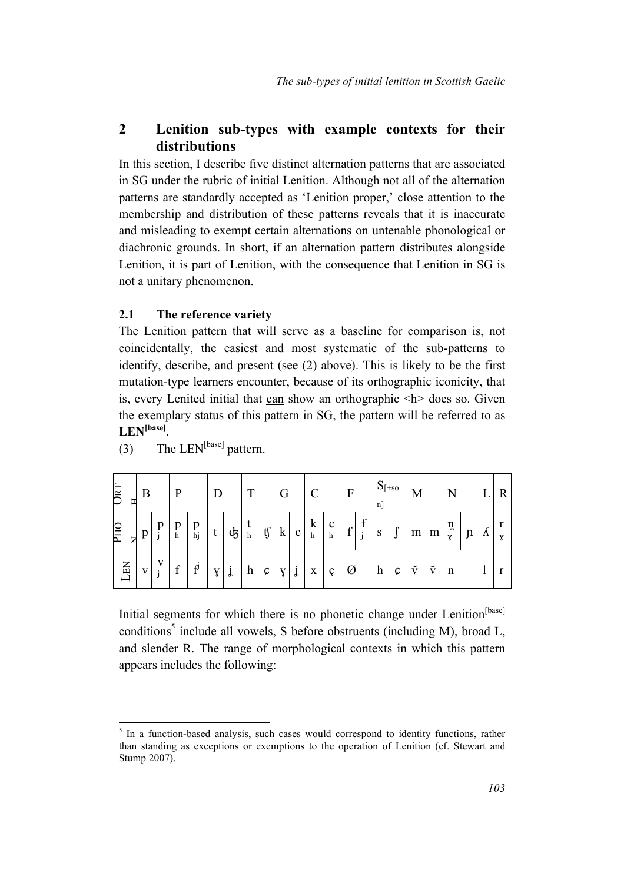## 2 Lenition sub-types with example contexts for their distributions

In this section, I describe five distinct alternation patterns that are associated in SG under the rubric of initial Lenition. Although not all of the alternation patterns are standardly accepted as 'Lenition proper,' close attention to the membership and distribution of these patterns reveals that it is inaccurate and misleading to exempt certain alternations on untenable phonological or diachronic grounds. In short, if an alternation pattern distributes alongside Lenition, it is part of Lenition, with the consequence that Lenition in SG is not a unitary phenomenon.

### 2.1 The reference variety

The Lenition pattern that will serve as a baseline for comparison is, not coincidentally, the easiest and most systematic of the sub-patterns to identify, describe, and present (see (2) above). This is likely to be the first mutation-type learners encounter, because of its orthographic iconicity, that is, every Lenited initial that <u>can</u> show an orthographic <h> does so. Given the exemplary status of this pattern in SG, the pattern will be referred to as **LEN[base]**.

(3) The LEN[base] pattern.

| ORTH | B | | P | | D | | T | | G | | C | | F | | $S_{[+son]}$ | | M | | N | | L | R |
|---|---|---|---|---|---|---|---|---|---|---|---|---|---|---|---|---|---|---|---|---|---|---|
| PHON | p | pʲ | pʰ | pʰʲ | t | ʤ | tʰ | ʧ | k | c | kʰ | cʰ | f | fʲ | s | ʃ | m | m | n̪ˠ | ɲ | ʎ | rˠ |
| LEN | v | vʲ | f | fʲ | ɣ | ʝ | h | ɕ | ɣ | ʝ | x | ç | Ø | | h | ɕ | ṽ | ṽ | n | | l | r |

Initial segments for which there is no phonetic change under Lenition[base] conditions[5] include all vowels, S before obstruents (including M), broad L, and slender R. The range of morphological contexts in which this pattern appears includes the following:

---

[5] In a function-based analysis, such cases would correspond to identity functions, rather than standing as exceptions or exemptions to the operation of Lenition (cf. Stewart and Stump 2007).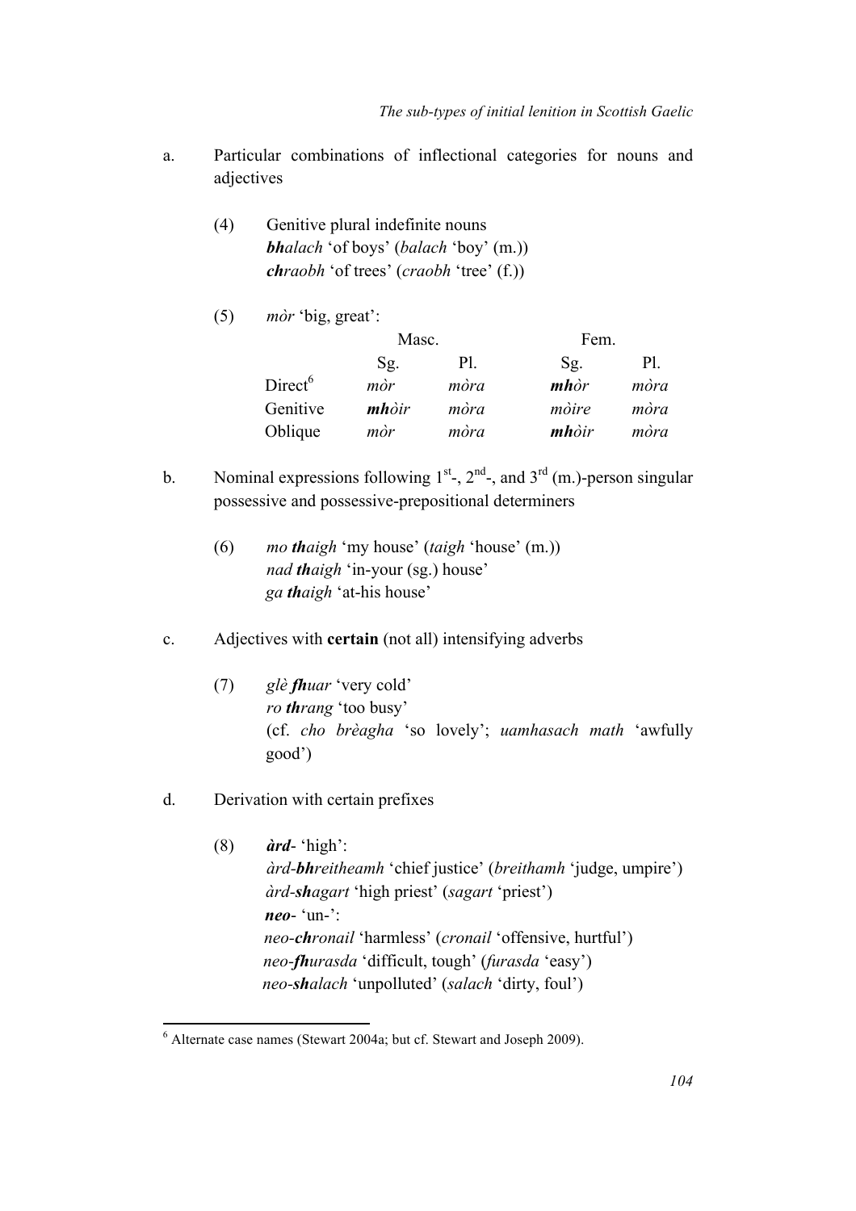a. Particular combinations of inflectional categories for nouns and adjectives

(4) Genitive plural indefinite nouns
***bh**alach* 'of boys' (*balach* 'boy' (m.))
***ch**raobh* 'of trees' (*craobh* 'tree' (f.))

(5) *mòr* 'big, great':

| | Masc. | | Fem. | |
|---|---|---|---|---|
| | Sg. | Pl. | Sg. | Pl. |
| Direct[6] | *mòr* | *mòra* | ***mh**òr* | *mòra* |
| Genitive | ***mh**òir* | *mòra* | *mòire* | *mòra* |
| Oblique | *mòr* | *mòra* | ***mh**òir* | *mòra* |

b. Nominal expressions following 1st-, 2nd-, and 3rd (m.)-person singular possessive and possessive-prepositional determiners

(6) *mo **th**aigh* 'my house' (*taigh* 'house' (m.))
*nad **th**aigh* 'in-your (sg.) house'
*ga **th**aigh* 'at-his house'

c. Adjectives with **certain** (not all) intensifying adverbs

(7) *glè **fh**uar* 'very cold'
*ro **th**rang* 'too busy'
(cf. *cho brèagha* 'so lovely'; *uamhasach math* 'awfully good')

d. Derivation with certain prefixes

(8) ***àrd**-* 'high':
*àrd-**bh**reitheamh* 'chief justice' (*breithamh* 'judge, umpire')
*àrd-**sh**agart* 'high priest' (*sagart* 'priest')
***neo**-* 'un-':
*neo-**ch**ronail* 'harmless' (*cronail* 'offensive, hurtful')
*neo-**fh**urasda* 'difficult, tough' (*furasda* 'easy')
*neo-**sh**alach* 'unpolluted' (*salach* 'dirty, foul')

[6] Alternate case names (Stewart 2004a; but cf. Stewart and Joseph 2009).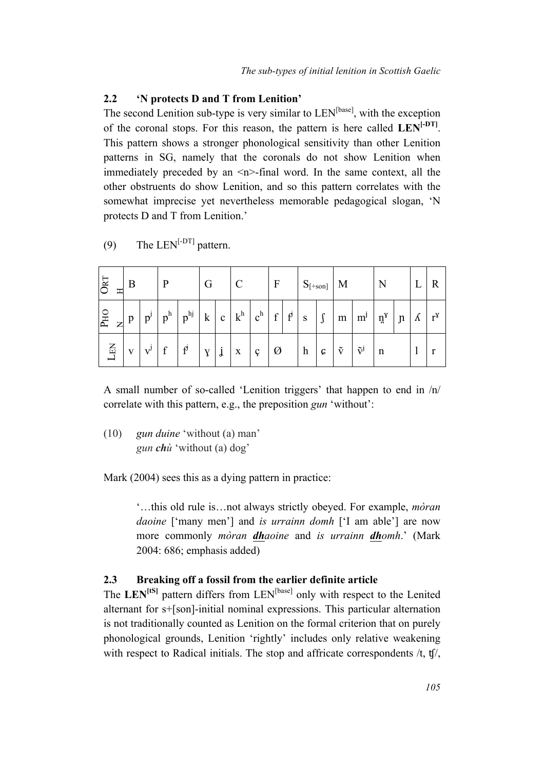## 2.2 'N protects D and T from Lenition'

The second Lenition sub-type is very similar to LEN$^{[base]}$, with the exception of the coronal stops. For this reason, the pattern is here called **LEN$^{[-DT]}$**. This pattern shows a stronger phonological sensitivity than other Lenition patterns in SG, namely that the coronals do not show Lenition when immediately preceded by an <n>-final word. In the same context, all the other obstruents do show Lenition, and so this pattern correlates with the somewhat imprecise yet nevertheless memorable pedagogical slogan, 'N protects D and T from Lenition.'

(9) The LEN$^{[-DT]}$ pattern.

| ORTH | B | | P | | G | | C | | F | | $S_{[+son]}$ | | M | | N | | L | R |
|---|---|---|---|---|---|---|---|---|---|---|---|---|---|---|---|---|---|---|
| PHON | p | pʲ | pʰ | pʰʲ | k | c | kʰ | cʰ | f | fʲ | s | ʃ | m | mʲ | n̪ˠ | ɲ | ʎ | rˠ |
| LEN | v | vʲ | f | fʲ | ɣ | ʝ | x | ç | Ø | | h | ɕ | ṽ | ṽʲ | n | | l | r |

A small number of so-called 'Lenition triggers' that happen to end in /n/ correlate with this pattern, e.g., the preposition *gun* 'without':

(10) *gun duine* 'without (a) man'
*gun **ch**ù* 'without (a) dog'

Mark (2004) sees this as a dying pattern in practice:

> '…this old rule is…not always strictly obeyed. For example, *mòran daoine* ['many men'] and *is urrainn domh* ['I am able'] are now more commonly *mòran **dh**aoine* and *is urrainn **dh**omh*.' (Mark 2004: 686; emphasis added)

## 2.3 Breaking off a fossil from the earlier definite article

The **LEN$^{[tS]}$** pattern differs from LEN$^{[base]}$ only with respect to the Lenited alternant for s+[son]-initial nominal expressions. This particular alternation is not traditionally counted as Lenition on the formal criterion that on purely phonological grounds, Lenition 'rightly' includes only relative weakening with respect to Radical initials. The stop and affricate correspondents /t, ʧ/,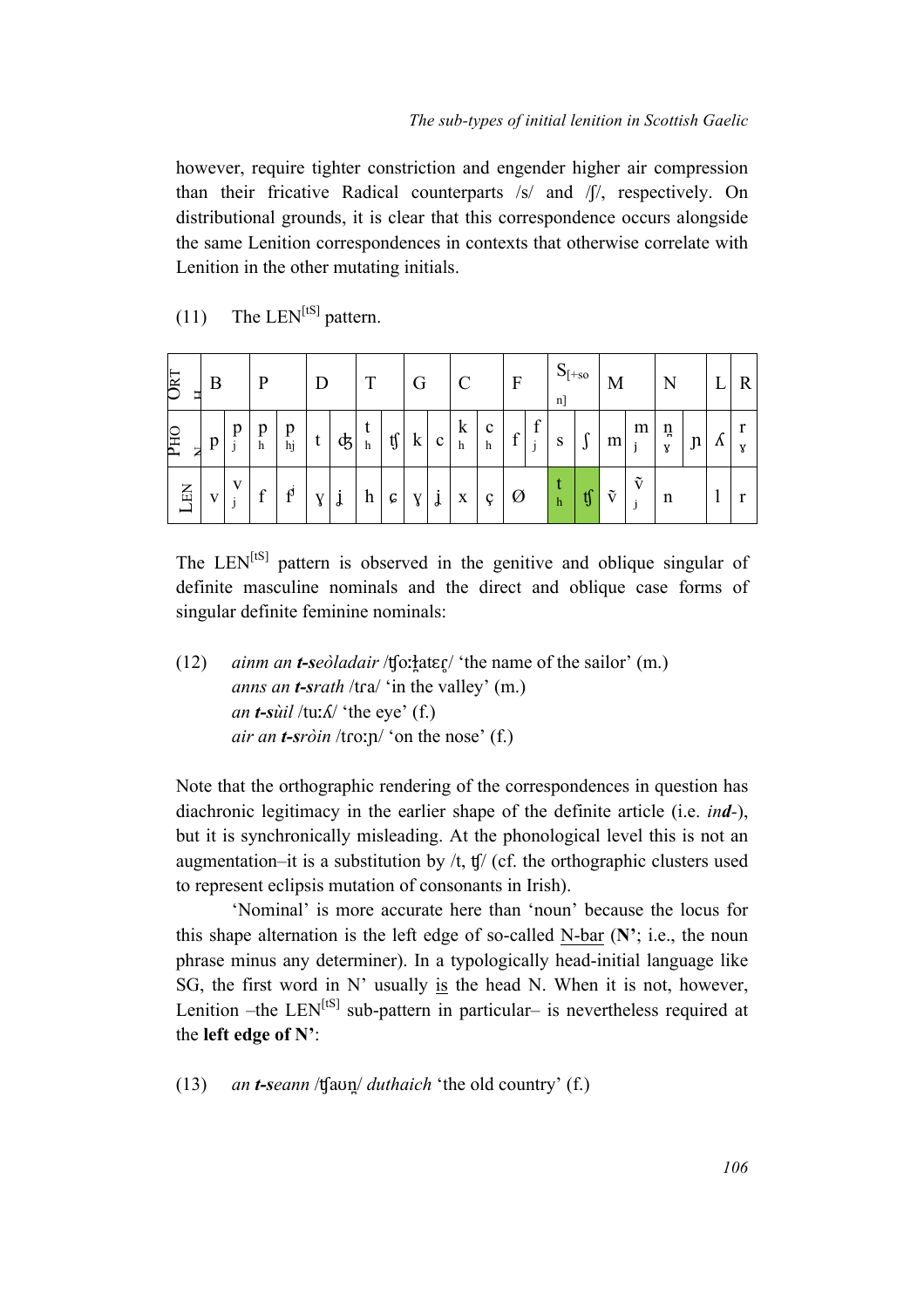however, require tighter constriction and engender higher air compression than their fricative Radical counterparts /s/ and /ʃ/, respectively. On distributional grounds, it is clear that this correspondence occurs alongside the same Lenition correspondences in contexts that otherwise correlate with Lenition in the other mutating initials.

(11) The LEN[tS] pattern.

| ORTH | B | | P | | D | | T | | G | | C | | F | | S[+son] | | M | | N | | L | R |
|---|---|---|---|---|---|---|---|---|---|---|---|---|---|---|---|---|---|---|---|---|---|---|
| PHON | p | pʲ | pʰ | pʰʲ | t | ʤ | tʰ | ʧ | k | c | kʰ | cʰ | f | fʲ | s | ʃ | m | mʲ | n̪ˠ | ɲ | ʎ | rˠ |
| LEN | v | vʲ | f | fʲ | ɣ | ʝ | h | ɕ | ɣ | ʝ | x | ç | Ø | | tʰ | ʧ | ṽ | ṽʲ | n | | l | r |

The LEN[tS] pattern is observed in the genitive and oblique singular of definite masculine nominals and the direct and oblique case forms of singular definite feminine nominals:

(12) *ainm an **t-s**eòladair* /ʧoːɬ̪atɛɾ̥/ 'the name of the sailor' (m.)
*anns an **t-s**rath* /tɾa/ 'in the valley' (m.)
*an **t-s**ùil* /tuːʎ/ 'the eye' (f.)
*air an **t-s**ròin* /tɾoːɲ/ 'on the nose' (f.)

Note that the orthographic rendering of the correspondences in question has diachronic legitimacy in the earlier shape of the definite article (i.e. *in**d***-), but it is synchronically misleading. At the phonological level this is not an augmentation–it is a substitution by /t, ʧ/ (cf. the orthographic clusters used to represent eclipsis mutation of consonants in Irish).

'Nominal' is more accurate here than 'noun' because the locus for this shape alternation is the left edge of so-called N-bar (**N'**; i.e., the noun phrase minus any determiner). In a typologically head-initial language like SG, the first word in N' usually is the head N. When it is not, however, Lenition –the LEN[tS] sub-pattern in particular– is nevertheless required at the **left edge of N'**:

(13) *an **t-s**eann* /ʧaʊn̪/ *duthaich* 'the old country' (f.)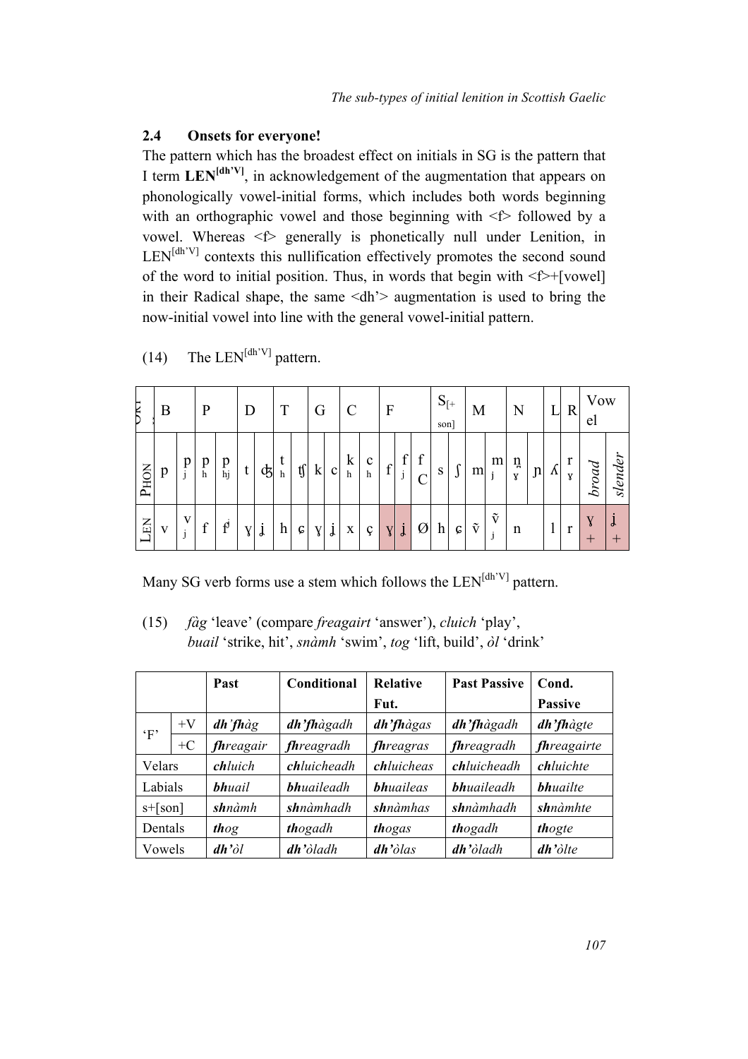## 2.4 Onsets for everyone!

The pattern which has the broadest effect on initials in SG is the pattern that I term **LEN**[dh'V], in acknowledgement of the augmentation that appears on phonologically vowel-initial forms, which includes both words beginning with an orthographic vowel and those beginning with <f> followed by a vowel. Whereas <f> generally is phonetically null under Lenition, in LEN[dh'V] contexts this nullification effectively promotes the second sound of the word to initial position. Thus, in words that begin with <f>+[vowel] in their Radical shape, the same <dh'> augmentation is used to bring the now-initial vowel into line with the general vowel-initial pattern.

(14) The LEN[dh'V] pattern.

| ORT | B | | P | | D | | T | | G | | C | | F | | | S[+son] | | M | | N | | L | R | Vowel | |
|---|---|---|---|---|---|---|---|---|---|---|---|---|---|---|---|---|---|---|---|---|---|---|---|---|---|
| PHON | p | pʲ | pʰ | pʰʲ | t | ʤ | tʰ | ʧ | k | c | kʰ | cʰ | f | fʲ | fC | s | ʃ | m | mʲ | n̪ˠ | ɲ | ʎ | rˠ | *broad* | *slender* |
| LEN | v | vʲ | f | fʲ | ɣ | ʝ | h | ç | ɣ | ʝ | x | ç | ɣ | ʝ | Ø | h | ç | ṽ | ṽʲ | n | | l | r | ɣ + | ʝ + |

Many SG verb forms use a stem which follows the LEN[dh'V] pattern.

(15) *fàg* 'leave' (compare *freagairt* 'answer'), *cluich* 'play', *buail* 'strike, hit', *snàmh* 'swim', *tog* 'lift, build', *òl* 'drink'

| | | Past | Conditional | Relative Fut. | Past Passive | Cond. Passive |
|---|---|---|---|---|---|---|
| 'F' | +V | ***dh'fh**àg* | ***dh'fh**àgadh* | ***dh'fh**àgas* | ***dh'fh**àgadh* | ***dh'fh**àgte* |
| | +C | ***fh**reagair* | ***fh**reagradh* | ***fh**reagras* | ***fh**reagradh* | ***fh**reagairte* |
| Velars | | ***ch**luich* | ***ch**luicheadh* | ***ch**luicheas* | ***ch**luicheadh* | ***ch**luichte* |
| Labials | | ***bh**uail* | ***bh**uaileadh* | ***bh**uaileas* | ***bh**uaileadh* | ***bh**uailte* |
| s+[son] | | ***sh**nàmh* | ***sh**nàmhadh* | ***sh**nàmhas* | ***sh**nàmhadh* | ***sh**nàmhte* |
| Dentals | | ***th**og* | ***th**ogadh* | ***th**ogas* | ***th**ogadh* | ***th**ogte* |
| Vowels | | ***dh'**òl* | ***dh'**òladh* | ***dh'**òlas* | ***dh'**òladh* | ***dh'**òlte* |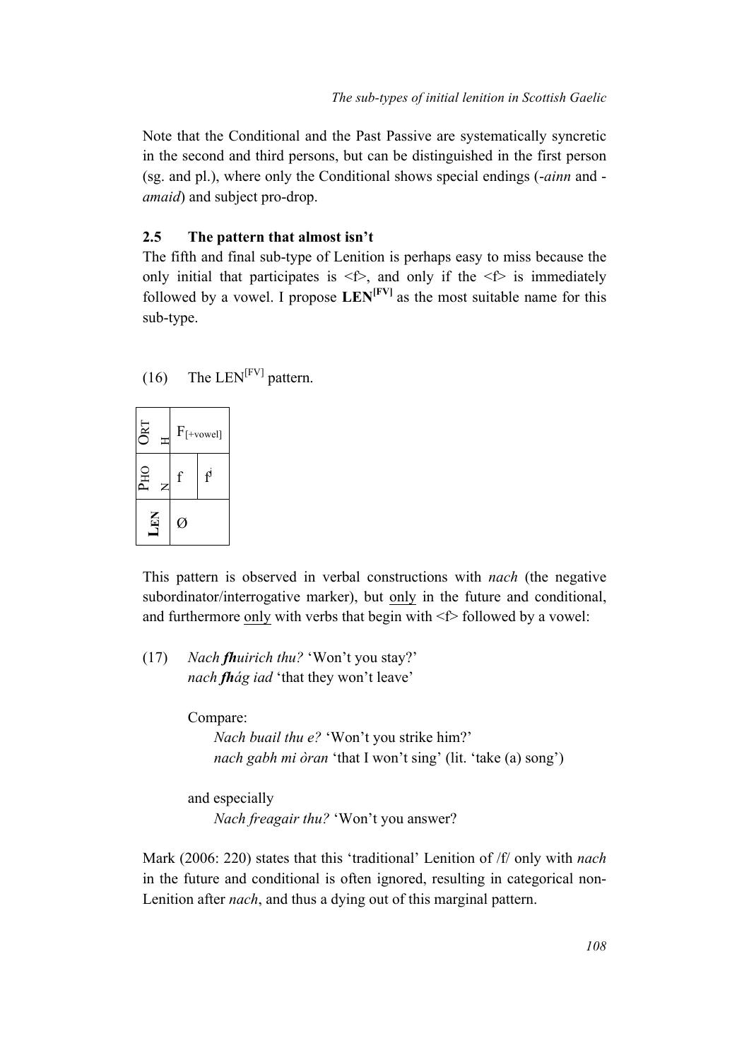Note that the Conditional and the Past Passive are systematically syncretic in the second and third persons, but can be distinguished in the first person (sg. and pl.), where only the Conditional shows special endings (-*ainn* and -*amaid*) and subject pro-drop.

### 2.5 The pattern that almost isn't

The fifth and final sub-type of Lenition is perhaps easy to miss because the only initial that participates is <f>, and only if the <f> is immediately followed by a vowel. I propose **LEN[FV]** as the most suitable name for this sub-type.

(16) The LEN[FV] pattern.

| ORTH | $F_{[+vowel]}$ | |
|---|---|---|
| PHON | f | fʲ |
| **LEN** | Ø | |

This pattern is observed in verbal constructions with *nach* (the negative subordinator/interrogative marker), but only in the future and conditional, and furthermore only with verbs that begin with <f> followed by a vowel:

(17) *Nach **fh**uirich thu?* 'Won't you stay?'
*nach **fh**ág iad* 'that they won't leave'

Compare:
*Nach buail thu e?* 'Won't you strike him?'
*nach gabh mi òran* 'that I won't sing' (lit. 'take (a) song')

and especially
*Nach freagair thu?* 'Won't you answer?

Mark (2006: 220) states that this 'traditional' Lenition of /f/ only with *nach* in the future and conditional is often ignored, resulting in categorical non-Lenition after *nach*, and thus a dying out of this marginal pattern.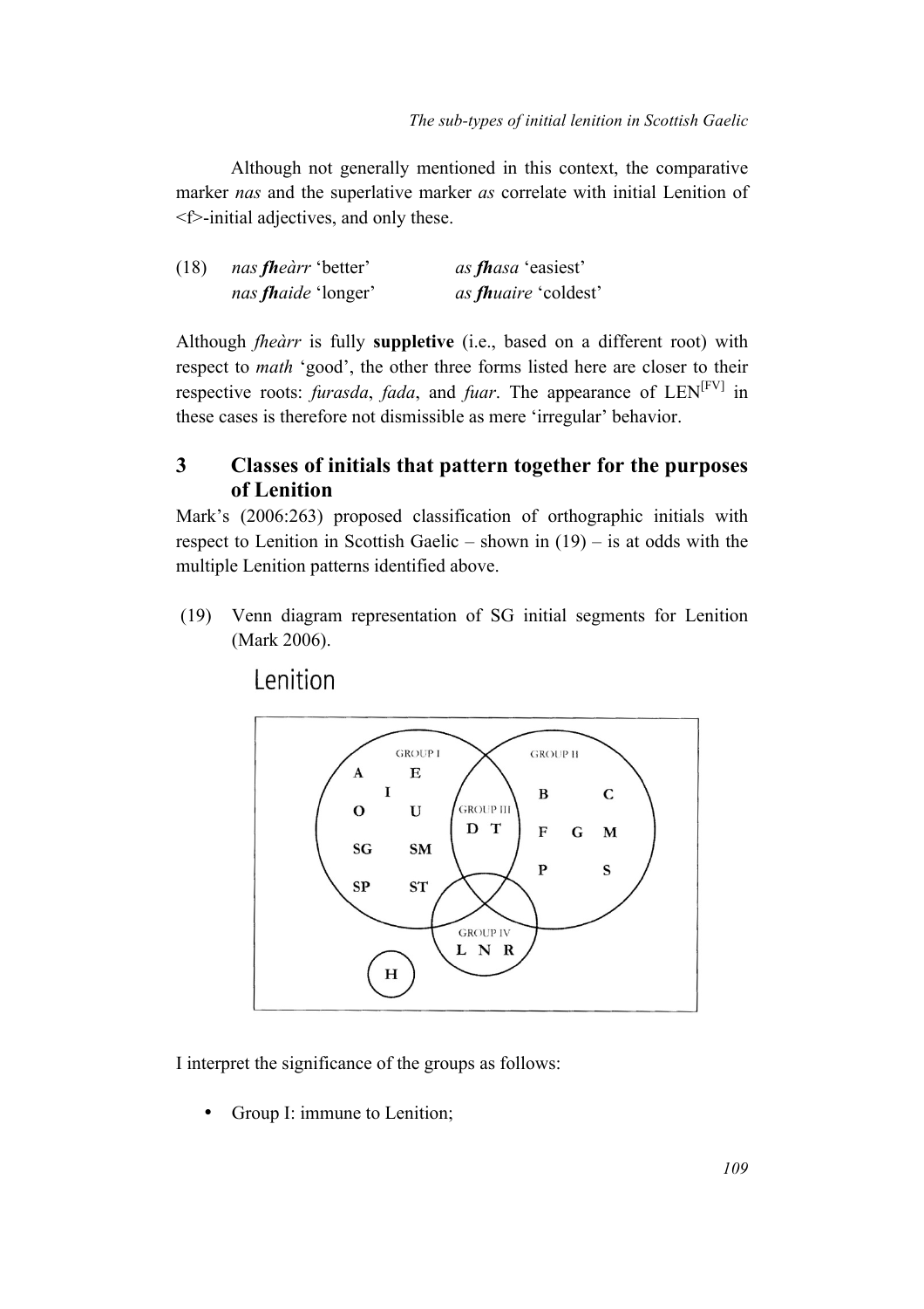Although not generally mentioned in this context, the comparative marker *nas* and the superlative marker *as* correlate with initial Lenition of <f>-initial adjectives, and only these.

(18) *nas* ***fh****eàrr* 'better' *as* ***fh****asa* 'easiest'
*nas* ***fh****aide* 'longer' *as* ***fh****uaire* 'coldest'

Although *fheàrr* is fully **suppletive** (i.e., based on a different root) with respect to *math* 'good', the other three forms listed here are closer to their respective roots: *furasda*, *fada*, and *fuar*. The appearance of LEN[FV] in these cases is therefore not dismissible as mere 'irregular' behavior.

## 3 Classes of initials that pattern together for the purposes of Lenition

Mark's (2006:263) proposed classification of orthographic initials with respect to Lenition in Scottish Gaelic – shown in (19) – is at odds with the multiple Lenition patterns identified above.

(19) Venn diagram representation of SG initial segments for Lenition (Mark 2006).

Lenition

GROUP I: A E I O U SG SM SP ST
GROUP II: B C F G M P S
GROUP III: D T
GROUP IV: L N R
H

I interpret the significance of the groups as follows:

- Group I: immune to Lenition;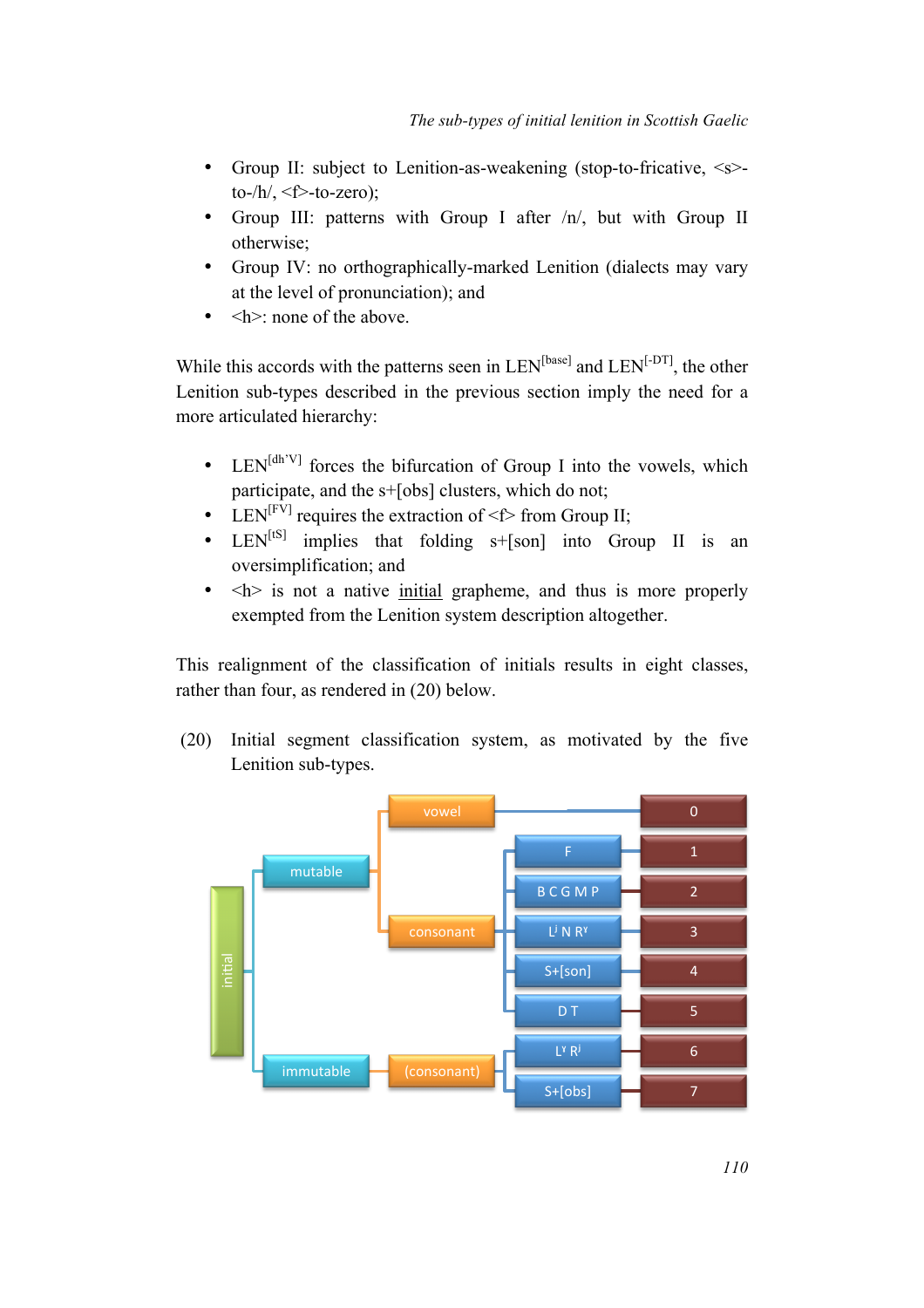- Group II: subject to Lenition-as-weakening (stop-to-fricative, <s>-to-/h/, <f>-to-zero);
- Group III: patterns with Group I after /n/, but with Group II otherwise;
- Group IV: no orthographically-marked Lenition (dialects may vary at the level of pronunciation); and
- <h>: none of the above.

While this accords with the patterns seen in LEN$^{\text{[base]}}$ and LEN$^{\text{[-DT]}}$, the other Lenition sub-types described in the previous section imply the need for a more articulated hierarchy:

- LEN$^{\text{[dh'V]}}$ forces the bifurcation of Group I into the vowels, which participate, and the s+[obs] clusters, which do not;
- LEN$^{\text{[FV]}}$ requires the extraction of <f> from Group II;
- LEN$^{\text{[tS]}}$ implies that folding s+[son] into Group II is an oversimplification; and
- <h> is not a native <u>initial</u> grapheme, and thus is more properly exempted from the Lenition system description altogether.

This realignment of the classification of initials results in eight classes, rather than four, as rendered in (20) below.

(20) Initial segment classification system, as motivated by the five Lenition sub-types.

- initial
  - mutable
    - vowel → 0
    - consonant
      - F → 1
      - B C G M P → 2
      - $L^j$ N $R^\gamma$ → 3
      - S+[son] → 4
      - D T → 5
  - immutable
    - (consonant)
      - $L^\gamma$ $R^j$ → 6
      - S+[obs] → 7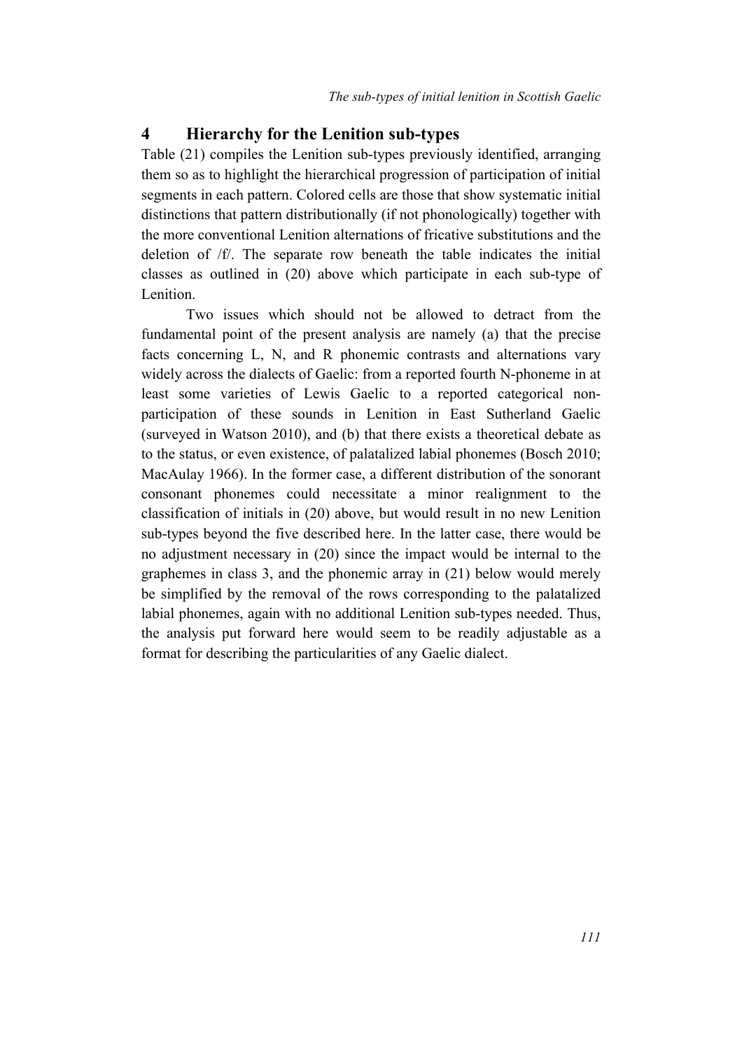## 4 Hierarchy for the Lenition sub-types

Table (21) compiles the Lenition sub-types previously identified, arranging them so as to highlight the hierarchical progression of participation of initial segments in each pattern. Colored cells are those that show systematic initial distinctions that pattern distributionally (if not phonologically) together with the more conventional Lenition alternations of fricative substitutions and the deletion of /f/. The separate row beneath the table indicates the initial classes as outlined in (20) above which participate in each sub-type of Lenition.

Two issues which should not be allowed to detract from the fundamental point of the present analysis are namely (a) that the precise facts concerning L, N, and R phonemic contrasts and alternations vary widely across the dialects of Gaelic: from a reported fourth N-phoneme in at least some varieties of Lewis Gaelic to a reported categorical non-participation of these sounds in Lenition in East Sutherland Gaelic (surveyed in Watson 2010), and (b) that there exists a theoretical debate as to the status, or even existence, of palatalized labial phonemes (Bosch 2010; MacAulay 1966). In the former case, a different distribution of the sonorant consonant phonemes could necessitate a minor realignment to the classification of initials in (20) above, but would result in no new Lenition sub-types beyond the five described here. In the latter case, there would be no adjustment necessary in (20) since the impact would be internal to the graphemes in class 3, and the phonemic array in (21) below would merely be simplified by the removal of the rows corresponding to the palatalized labial phonemes, again with no additional Lenition sub-types needed. Thus, the analysis put forward here would seem to be readily adjustable as a format for describing the particularities of any Gaelic dialect.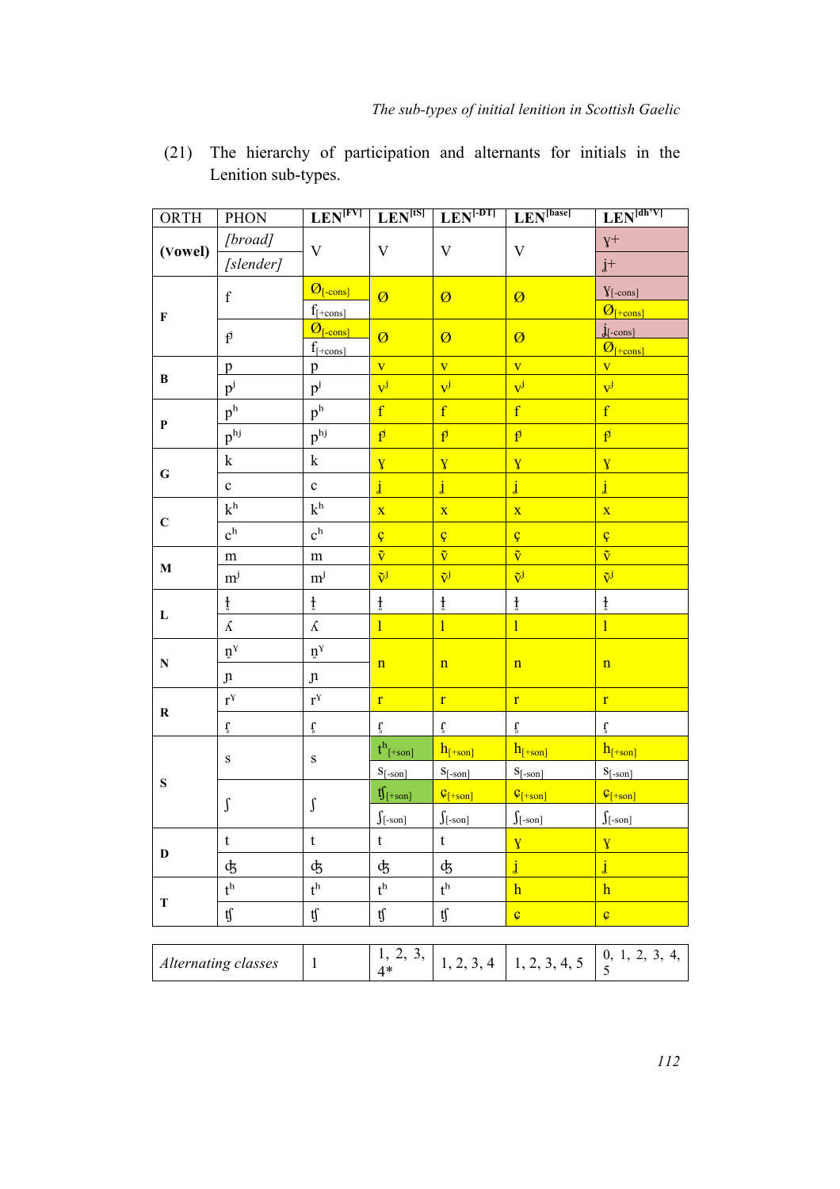(21) The hierarchy of participation and alternants for initials in the Lenition sub-types.

| ORTH | PHON | LEN[FV] | LEN[tS] | LEN[-DT] | LEN[base] | LEN[dh'V] |
|---|---|---|---|---|---|---|
| **(Vowel)** | *[broad]* | V | V | V | V | ɣ+ |
| | *[slender]* | | | | | ʝ+ |
| **F** | f | $Ø_{[-cons]}$ | Ø | Ø | Ø | $ɣ_{[-cons]}$ |
| | | $f_{[+cons]}$ | | | | $Ø_{[+cons]}$ |
| | $f^j$ | $Ø_{[-cons]}$ | Ø | Ø | Ø | $ʝ_{[-cons]}$ |
| | | $f_{[+cons]}$ | | | | $Ø_{[+cons]}$ |
| **B** | p | p | v | v | v | v |
| | $p^j$ | $p^j$ | $v^j$ | $v^j$ | $v^j$ | $v^j$ |
| **P** | $p^h$ | $p^h$ | f | f | f | f |
| | $p^{hj}$ | $p^{hj}$ | $f^j$ | $f^j$ | $f^j$ | $f^j$ |
| **G** | k | k | ɣ | ɣ | ɣ | ɣ |
| | c | c | ʝ | ʝ | ʝ | ʝ |
| **C** | $k^h$ | $k^h$ | x | x | x | x |
| | $c^h$ | $c^h$ | ç | ç | ç | ç |
| **M** | m | m | ṽ | ṽ | ṽ | ṽ |
| | $m^j$ | $m^j$ | $ṽ^j$ | $ṽ^j$ | $ṽ^j$ | $ṽ^j$ |
| **L** | ɫ̪ | ɫ̪ | ɫ̪ | ɫ̪ | ɫ̪ | ɫ̪ |
| | ʎ | ʎ | l | l | l | l |
| **N** | $n̪^ɣ$ | $n̪^ɣ$ | n | n | n | n |
| | ɲ | ɲ | | | | |
| **R** | $r^ɣ$ | $r^ɣ$ | r | r | r | r |
| | ɾ̥ | ɾ̥ | ɾ̥ | ɾ̥ | ɾ̥ | ɾ̥ |
| **S** | s | s | $t^h_{[+son]}$ | $h_{[+son]}$ | $h_{[+son]}$ | $h_{[+son]}$ |
| | | | $s_{[-son]}$ | $s_{[-son]}$ | $s_{[-son]}$ | $s_{[-son]}$ |
| | ʃ | ʃ | $ʧ_{[+son]}$ | $ç_{[+son]}$ | $ç_{[+son]}$ | $ç_{[+son]}$ |
| | | | $ʃ_{[-son]}$ | $ʃ_{[-son]}$ | $ʃ_{[-son]}$ | $ʃ_{[-son]}$ |
| **D** | t | t | t | t | ɣ | ɣ |
| | ʤ | ʤ | ʤ | ʤ | ʝ | ʝ |
| **T** | $t^h$ | $t^h$ | $t^h$ | $t^h$ | h | h |
| | ʧ | ʧ | ʧ | ʧ | ç | ç |

| *Alternating classes* | 1 | 1, 2, 3, 4* | 1, 2, 3, 4 | 1, 2, 3, 4, 5 | 0, 1, 2, 3, 4, 5 |
|---|---|---|---|---|---|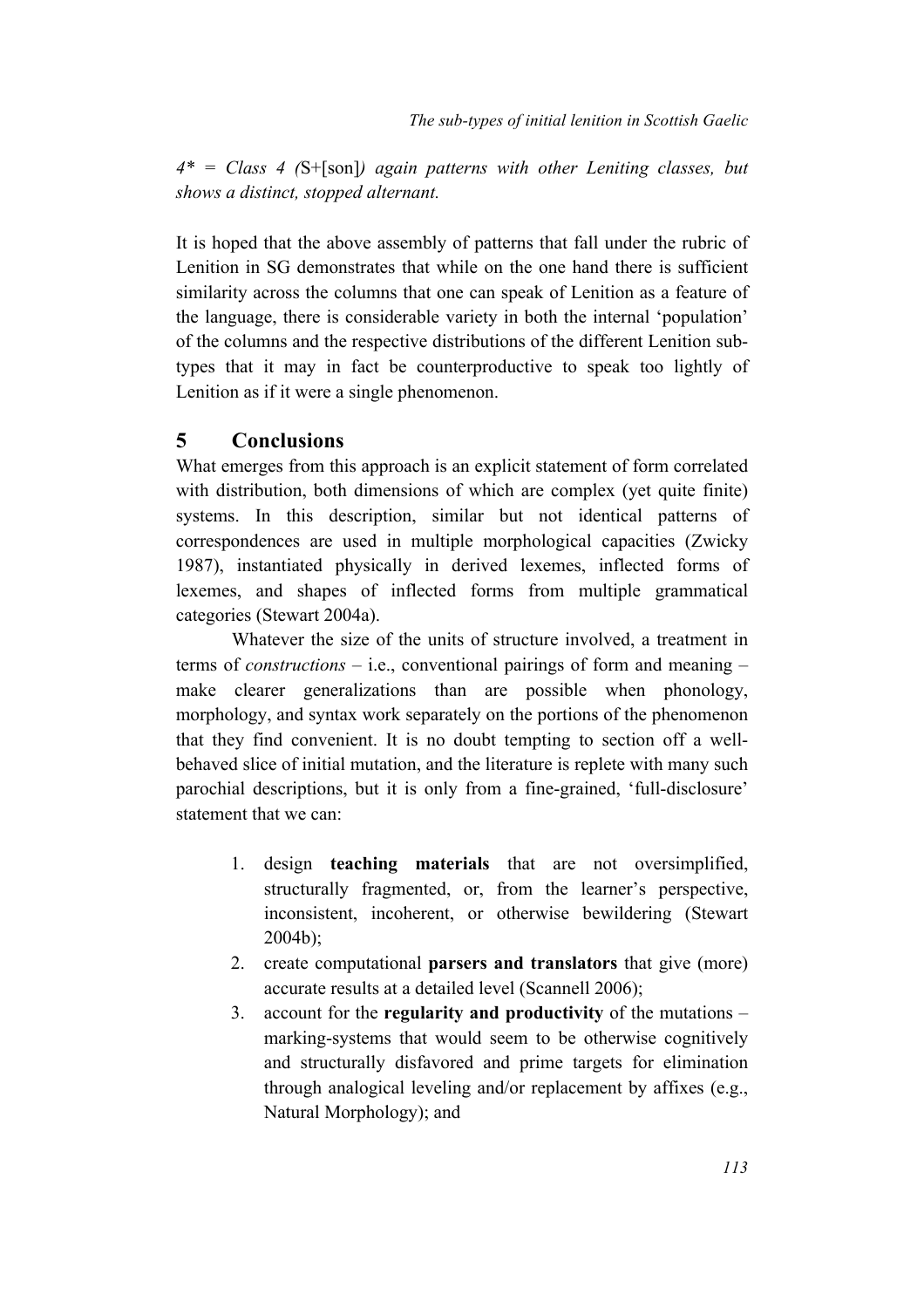*4\* = Class 4 (*S+[son]*) again patterns with other Leniting classes, but shows a distinct, stopped alternant.*

It is hoped that the above assembly of patterns that fall under the rubric of Lenition in SG demonstrates that while on the one hand there is sufficient similarity across the columns that one can speak of Lenition as a feature of the language, there is considerable variety in both the internal 'population' of the columns and the respective distributions of the different Lenition sub-types that it may in fact be counterproductive to speak too lightly of Lenition as if it were a single phenomenon.

## 5 Conclusions

What emerges from this approach is an explicit statement of form correlated with distribution, both dimensions of which are complex (yet quite finite) systems. In this description, similar but not identical patterns of correspondences are used in multiple morphological capacities (Zwicky 1987), instantiated physically in derived lexemes, inflected forms of lexemes, and shapes of inflected forms from multiple grammatical categories (Stewart 2004a).

Whatever the size of the units of structure involved, a treatment in terms of *constructions* – i.e., conventional pairings of form and meaning – make clearer generalizations than are possible when phonology, morphology, and syntax work separately on the portions of the phenomenon that they find convenient. It is no doubt tempting to section off a well-behaved slice of initial mutation, and the literature is replete with many such parochial descriptions, but it is only from a fine-grained, 'full-disclosure' statement that we can:

1. design **teaching materials** that are not oversimplified, structurally fragmented, or, from the learner's perspective, inconsistent, incoherent, or otherwise bewildering (Stewart 2004b);
2. create computational **parsers and translators** that give (more) accurate results at a detailed level (Scannell 2006);
3. account for the **regularity and productivity** of the mutations – marking-systems that would seem to be otherwise cognitively and structurally disfavored and prime targets for elimination through analogical leveling and/or replacement by affixes (e.g., Natural Morphology); and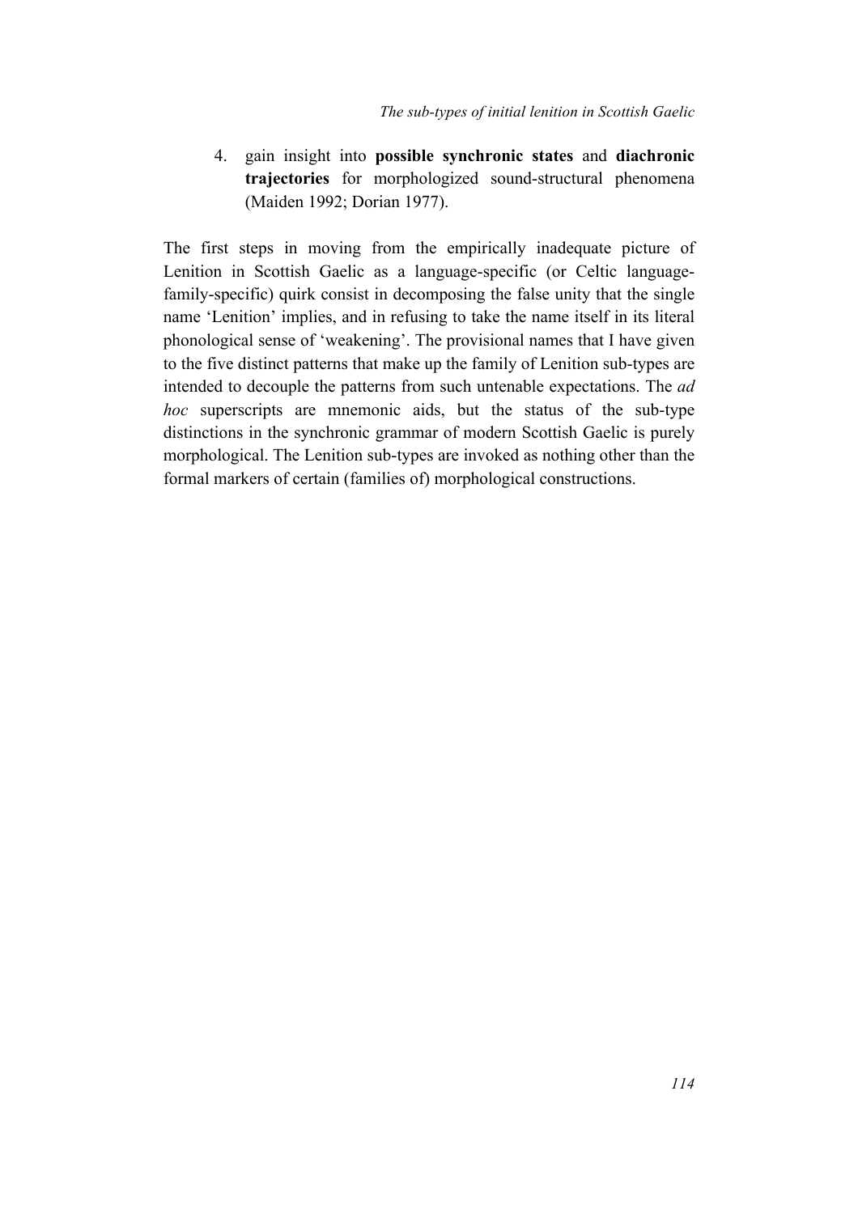4. gain insight into **possible synchronic states** and **diachronic trajectories** for morphologized sound-structural phenomena (Maiden 1992; Dorian 1977).

The first steps in moving from the empirically inadequate picture of Lenition in Scottish Gaelic as a language-specific (or Celtic language-family-specific) quirk consist in decomposing the false unity that the single name 'Lenition' implies, and in refusing to take the name itself in its literal phonological sense of 'weakening'. The provisional names that I have given to the five distinct patterns that make up the family of Lenition sub-types are intended to decouple the patterns from such untenable expectations. The *ad hoc* superscripts are mnemonic aids, but the status of the sub-type distinctions in the synchronic grammar of modern Scottish Gaelic is purely morphological. The Lenition sub-types are invoked as nothing other than the formal markers of certain (families of) morphological constructions.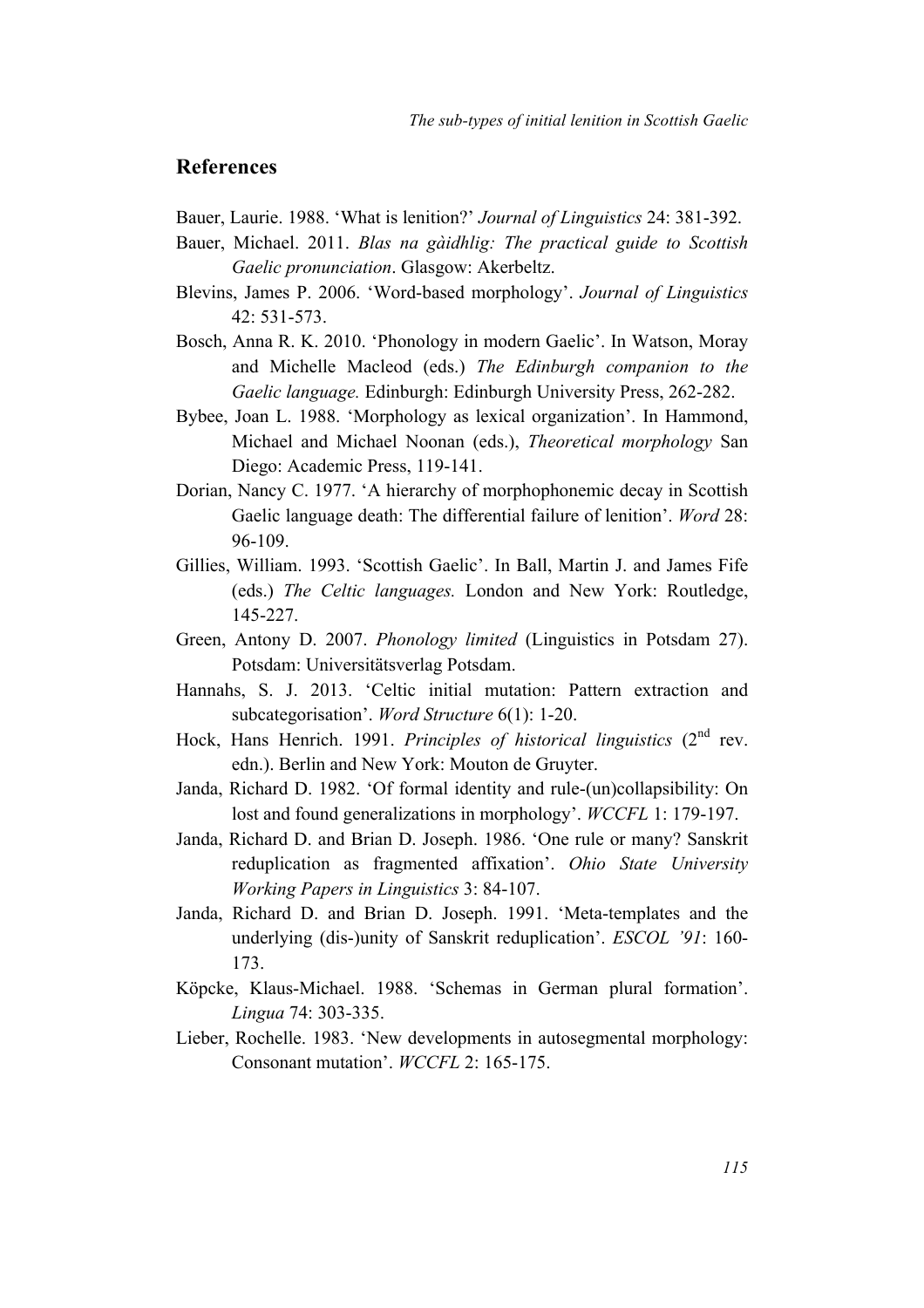## References

Bauer, Laurie. 1988. 'What is lenition?' *Journal of Linguistics* 24: 381-392.

Bauer, Michael. 2011. *Blas na gàidhlig: The practical guide to Scottish Gaelic pronunciation*. Glasgow: Akerbeltz.

Blevins, James P. 2006. 'Word-based morphology'. *Journal of Linguistics* 42: 531-573.

Bosch, Anna R. K. 2010. 'Phonology in modern Gaelic'. In Watson, Moray and Michelle Macleod (eds.) *The Edinburgh companion to the Gaelic language.* Edinburgh: Edinburgh University Press, 262-282.

Bybee, Joan L. 1988. 'Morphology as lexical organization'. In Hammond, Michael and Michael Noonan (eds.), *Theoretical morphology* San Diego: Academic Press, 119-141.

Dorian, Nancy C. 1977. 'A hierarchy of morphophonemic decay in Scottish Gaelic language death: The differential failure of lenition'. *Word* 28: 96-109.

Gillies, William. 1993. 'Scottish Gaelic'. In Ball, Martin J. and James Fife (eds.) *The Celtic languages.* London and New York: Routledge, 145-227.

Green, Antony D. 2007. *Phonology limited* (Linguistics in Potsdam 27). Potsdam: Universitätsverlag Potsdam.

Hannahs, S. J. 2013. 'Celtic initial mutation: Pattern extraction and subcategorisation'. *Word Structure* 6(1): 1-20.

Hock, Hans Henrich. 1991. *Principles of historical linguistics* (2nd rev. edn.). Berlin and New York: Mouton de Gruyter.

Janda, Richard D. 1982. 'Of formal identity and rule-(un)collapsibility: On lost and found generalizations in morphology'. *WCCFL* 1: 179-197.

Janda, Richard D. and Brian D. Joseph. 1986. 'One rule or many? Sanskrit reduplication as fragmented affixation'. *Ohio State University Working Papers in Linguistics* 3: 84-107.

Janda, Richard D. and Brian D. Joseph. 1991. 'Meta-templates and the underlying (dis-)unity of Sanskrit reduplication'. *ESCOL '91*: 160-173.

Köpcke, Klaus-Michael. 1988. 'Schemas in German plural formation'. *Lingua* 74: 303-335.

Lieber, Rochelle. 1983. 'New developments in autosegmental morphology: Consonant mutation'. *WCCFL* 2: 165-175.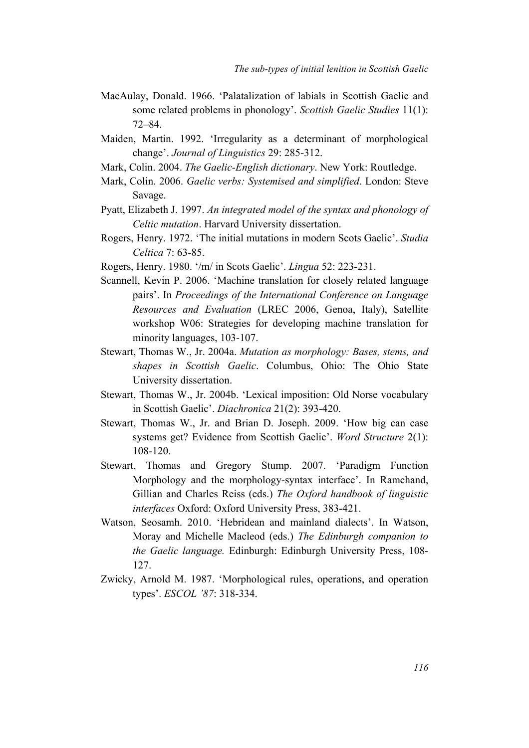MacAulay, Donald. 1966. 'Palatalization of labials in Scottish Gaelic and some related problems in phonology'. *Scottish Gaelic Studies* 11(1): 72–84.

Maiden, Martin. 1992. 'Irregularity as a determinant of morphological change'. *Journal of Linguistics* 29: 285-312.

Mark, Colin. 2004. *The Gaelic-English dictionary*. New York: Routledge.

Mark, Colin. 2006. *Gaelic verbs: Systemised and simplified*. London: Steve Savage.

Pyatt, Elizabeth J. 1997. *An integrated model of the syntax and phonology of Celtic mutation*. Harvard University dissertation.

Rogers, Henry. 1972. 'The initial mutations in modern Scots Gaelic'. *Studia Celtica* 7: 63-85.

Rogers, Henry. 1980. '/m/ in Scots Gaelic'. *Lingua* 52: 223-231.

Scannell, Kevin P. 2006. 'Machine translation for closely related language pairs'. In *Proceedings of the International Conference on Language Resources and Evaluation* (LREC 2006, Genoa, Italy), Satellite workshop W06: Strategies for developing machine translation for minority languages, 103-107.

Stewart, Thomas W., Jr. 2004a. *Mutation as morphology: Bases, stems, and shapes in Scottish Gaelic*. Columbus, Ohio: The Ohio State University dissertation.

Stewart, Thomas W., Jr. 2004b. 'Lexical imposition: Old Norse vocabulary in Scottish Gaelic'. *Diachronica* 21(2): 393-420.

Stewart, Thomas W., Jr. and Brian D. Joseph. 2009. 'How big can case systems get? Evidence from Scottish Gaelic'. *Word Structure* 2(1): 108-120.

Stewart, Thomas and Gregory Stump. 2007. 'Paradigm Function Morphology and the morphology-syntax interface'. In Ramchand, Gillian and Charles Reiss (eds.) *The Oxford handbook of linguistic interfaces* Oxford: Oxford University Press, 383-421.

Watson, Seosamh. 2010. 'Hebridean and mainland dialects'. In Watson, Moray and Michelle Macleod (eds.) *The Edinburgh companion to the Gaelic language.* Edinburgh: Edinburgh University Press, 108-127.

Zwicky, Arnold M. 1987. 'Morphological rules, operations, and operation types'. *ESCOL '87*: 318-334.